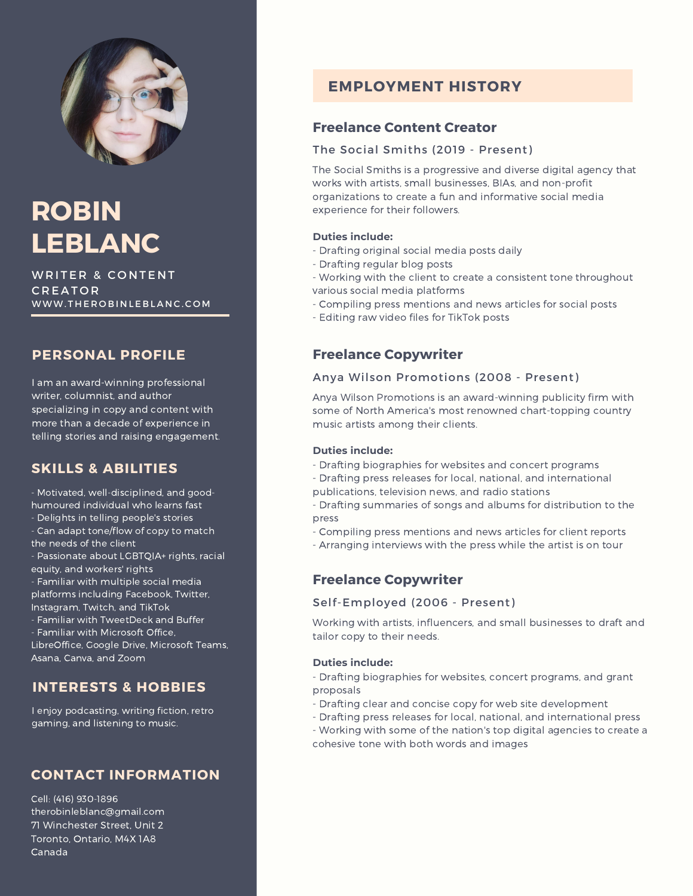# ROBIN LEBLANC

WRITER & CONTENT CREATOR

WWW.THEROBINLEBLANC.COM

## PERSONAL PROFILE

I am an award-winning professional writer, columnist, and author specializing in copy and content with more than a decade of experience in telling stories and raising engagement.

## SKILLS & ABILITIES

- Motivated, well-disciplined, and good-humoured individual who learns fast
- Delights in telling people's stories
- Can adapt tone/flow of copy to match the needs of the client
- Passionate about LGBTQIA+ rights, racial equity, and workers' rights
- Familiar with multiple social media platforms including Facebook, Twitter, Instagram, Twitch, and TikTok
- Familiar with TweetDeck and Buffer
- Familiar with Microsoft Office, LibreOffice, Google Drive, Microsoft Teams, Asana, Canva, and Zoom

## INTERESTS & HOBBIES

I enjoy podcasting, writing fiction, retro gaming, and listening to music.

## CONTACT INFORMATION

Cell: (416) 930-1896
therobinleblanc@gmail.com
71 Winchester Street, Unit 2
Toronto, Ontario, M4X 1A8
Canada

## EMPLOYMENT HISTORY

### Freelance Content Creator

The Social Smiths (2019 - Present)

The Social Smiths is a progressive and diverse digital agency that works with artists, small businesses, BIAs, and non-profit organizations to create a fun and informative social media experience for their followers.

**Duties include:**

- Drafting original social media posts daily
- Drafting regular blog posts
- Working with the client to create a consistent tone throughout various social media platforms
- Compiling press mentions and news articles for social posts
- Editing raw video files for TikTok posts

### Freelance Copywriter

Anya Wilson Promotions (2008 - Present)

Anya Wilson Promotions is an award-winning publicity firm with some of North America's most renowned chart-topping country music artists among their clients.

**Duties include:**

- Drafting biographies for websites and concert programs
- Drafting press releases for local, national, and international publications, television news, and radio stations
- Drafting summaries of songs and albums for distribution to the press
- Compiling press mentions and news articles for client reports
- Arranging interviews with the press while the artist is on tour

### Freelance Copywriter

Self-Employed (2006 - Present)

Working with artists, influencers, and small businesses to draft and tailor copy to their needs.

**Duties include:**

- Drafting biographies for websites, concert programs, and grant proposals
- Drafting clear and concise copy for web site development
- Drafting press releases for local, national, and international press
- Working with some of the nation's top digital agencies to create a cohesive tone with both words and images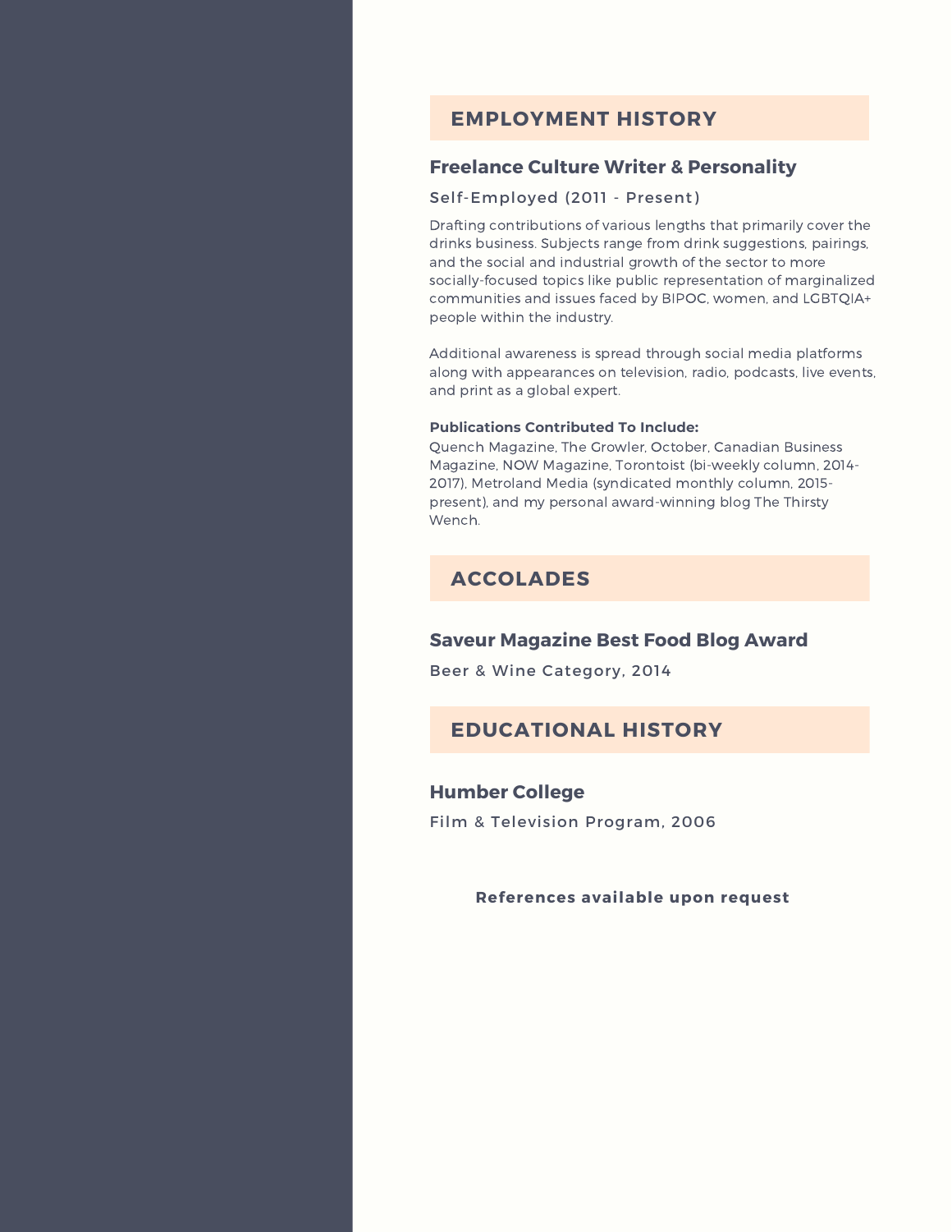## EMPLOYMENT HISTORY

### Freelance Culture Writer & Personality

Self-Employed (2011 - Present)

Drafting contributions of various lengths that primarily cover the drinks business. Subjects range from drink suggestions, pairings, and the social and industrial growth of the sector to more socially-focused topics like public representation of marginalized communities and issues faced by BIPOC, women, and LGBTQIA+ people within the industry.

Additional awareness is spread through social media platforms along with appearances on television, radio, podcasts, live events, and print as a global expert.

**Publications Contributed To Include:**
Quench Magazine, The Growler, October, Canadian Business Magazine, NOW Magazine, Torontoist (bi-weekly column, 2014-2017), Metroland Media (syndicated monthly column, 2015-present), and my personal award-winning blog The Thirsty Wench.

## ACCOLADES

### Saveur Magazine Best Food Blog Award

Beer & Wine Category, 2014

## EDUCATIONAL HISTORY

### Humber College

Film & Television Program, 2006

**References available upon request**